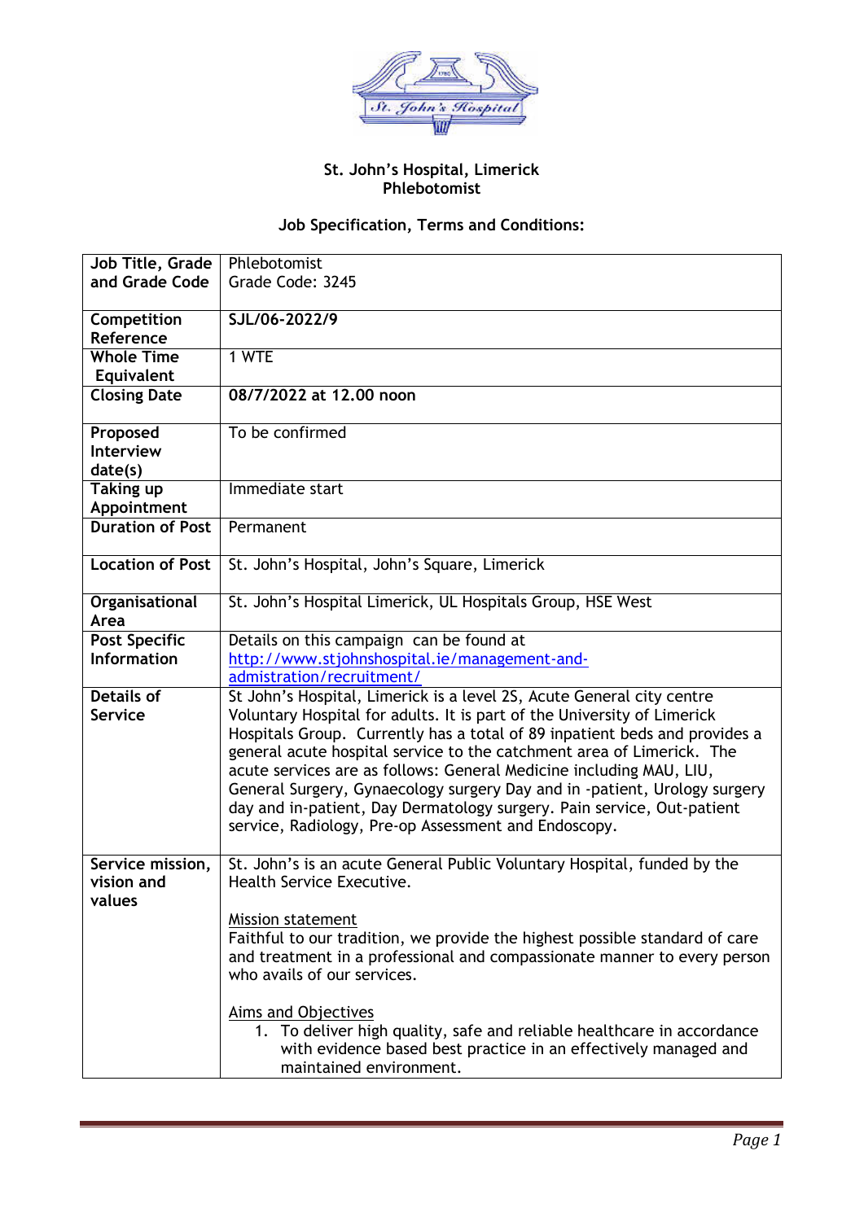**St. John's Hospital, Limerick**
**Phlebotomist**

**Job Specification, Terms and Conditions:**

| | |
|---|---|
| **Job Title, Grade and Grade Code** | Phlebotomist<br>Grade Code: 3245 |
| **Competition Reference** | **SJL/06-2022/9** |
| **Whole Time Equivalent** | 1 WTE |
| **Closing Date** | **08/7/2022 at 12.00 noon** |
| **Proposed Interview date(s)** | To be confirmed |
| **Taking up Appointment** | Immediate start |
| **Duration of Post** | Permanent |
| **Location of Post** | St. John's Hospital, John's Square, Limerick |
| **Organisational Area** | St. John's Hospital Limerick, UL Hospitals Group, HSE West |
| **Post Specific Information** | Details on this campaign can be found at http://www.stjohnshospital.ie/management-and-admistration/recruitment/ |
| **Details of Service** | St John's Hospital, Limerick is a level 2S, Acute General city centre Voluntary Hospital for adults. It is part of the University of Limerick Hospitals Group. Currently has a total of 89 inpatient beds and provides a general acute hospital service to the catchment area of Limerick. The acute services are as follows: General Medicine including MAU, LIU, General Surgery, Gynaecology surgery Day and in -patient, Urology surgery day and in-patient, Day Dermatology surgery. Pain service, Out-patient service, Radiology, Pre-op Assessment and Endoscopy. |
| **Service mission, vision and values** | St. John's is an acute General Public Voluntary Hospital, funded by the Health Service Executive.<br><br>Mission statement<br>Faithful to our tradition, we provide the highest possible standard of care and treatment in a professional and compassionate manner to every person who avails of our services.<br><br>Aims and Objectives<br>1. To deliver high quality, safe and reliable healthcare in accordance with evidence based best practice in an effectively managed and maintained environment. |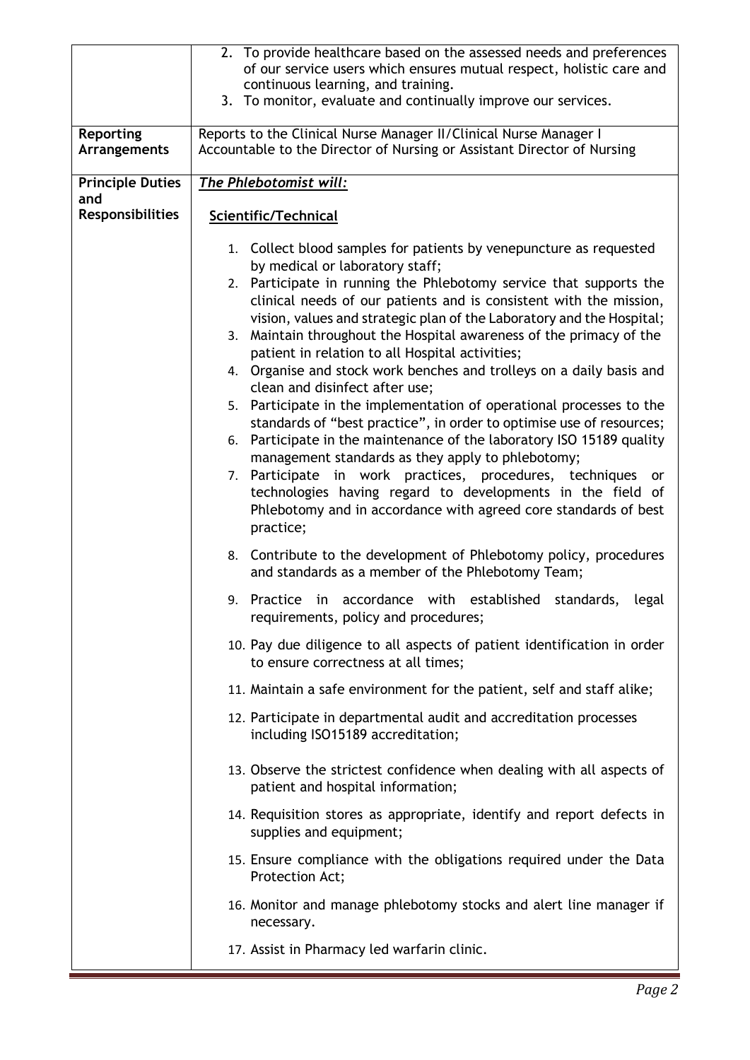| | |
|---|---|
| | 2. To provide healthcare based on the assessed needs and preferences of our service users which ensures mutual respect, holistic care and continuous learning, and training.<br>3. To monitor, evaluate and continually improve our services. |
| **Reporting Arrangements** | Reports to the Clinical Nurse Manager II/Clinical Nurse Manager I<br>Accountable to the Director of Nursing or Assistant Director of Nursing |
| **Principle Duties and Responsibilities** | ***The Phlebotomist will:***<br><br>**Scientific/Technical**<br><br>1. Collect blood samples for patients by venepuncture as requested by medical or laboratory staff;<br>2. Participate in running the Phlebotomy service that supports the clinical needs of our patients and is consistent with the mission, vision, values and strategic plan of the Laboratory and the Hospital;<br>3. Maintain throughout the Hospital awareness of the primacy of the patient in relation to all Hospital activities;<br>4. Organise and stock work benches and trolleys on a daily basis and clean and disinfect after use;<br>5. Participate in the implementation of operational processes to the standards of "best practice", in order to optimise use of resources;<br>6. Participate in the maintenance of the laboratory ISO 15189 quality management standards as they apply to phlebotomy;<br>7. Participate in work practices, procedures, techniques or technologies having regard to developments in the field of Phlebotomy and in accordance with agreed core standards of best practice;<br>8. Contribute to the development of Phlebotomy policy, procedures and standards as a member of the Phlebotomy Team;<br>9. Practice in accordance with established standards, legal requirements, policy and procedures;<br>10. Pay due diligence to all aspects of patient identification in order to ensure correctness at all times;<br>11. Maintain a safe environment for the patient, self and staff alike;<br>12. Participate in departmental audit and accreditation processes including ISO15189 accreditation;<br>13. Observe the strictest confidence when dealing with all aspects of patient and hospital information;<br>14. Requisition stores as appropriate, identify and report defects in supplies and equipment;<br>15. Ensure compliance with the obligations required under the Data Protection Act;<br>16. Monitor and manage phlebotomy stocks and alert line manager if necessary.<br>17. Assist in Pharmacy led warfarin clinic. |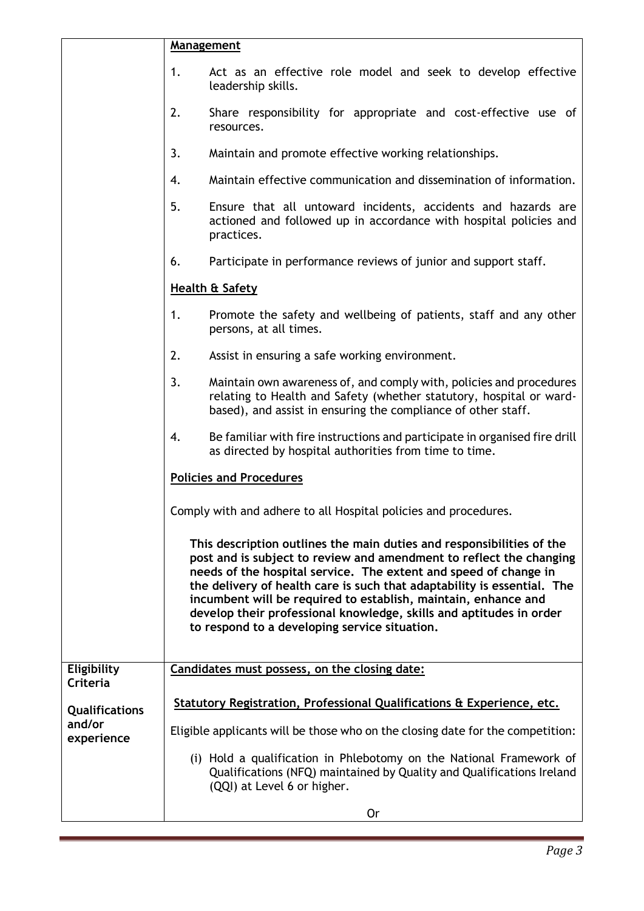| | |
|---|---|
| | **Management**<br><br>1. Act as an effective role model and seek to develop effective leadership skills.<br>2. Share responsibility for appropriate and cost-effective use of resources.<br>3. Maintain and promote effective working relationships.<br>4. Maintain effective communication and dissemination of information.<br>5. Ensure that all untoward incidents, accidents and hazards are actioned and followed up in accordance with hospital policies and practices.<br>6. Participate in performance reviews of junior and support staff.<br><br>**Health & Safety**<br><br>1. Promote the safety and wellbeing of patients, staff and any other persons, at all times.<br>2. Assist in ensuring a safe working environment.<br>3. Maintain own awareness of, and comply with, policies and procedures relating to Health and Safety (whether statutory, hospital or ward-based), and assist in ensuring the compliance of other staff.<br>4. Be familiar with fire instructions and participate in organised fire drill as directed by hospital authorities from time to time.<br><br>**Policies and Procedures**<br><br>Comply with and adhere to all Hospital policies and procedures.<br><br>**This description outlines the main duties and responsibilities of the post and is subject to review and amendment to reflect the changing needs of the hospital service. The extent and speed of change in the delivery of health care is such that adaptability is essential. The incumbent will be required to establish, maintain, enhance and develop their professional knowledge, skills and aptitudes in order to respond to a developing service situation.** |
| **Eligibility Criteria**<br><br>**Qualifications and/or experience** | **Candidates must possess, on the closing date:**<br><br>**Statutory Registration, Professional Qualifications & Experience, etc.**<br><br>Eligible applicants will be those who on the closing date for the competition:<br><br>(i) Hold a qualification in Phlebotomy on the National Framework of Qualifications (NFQ) maintained by Quality and Qualifications Ireland (QQI) at Level 6 or higher.<br><br>Or |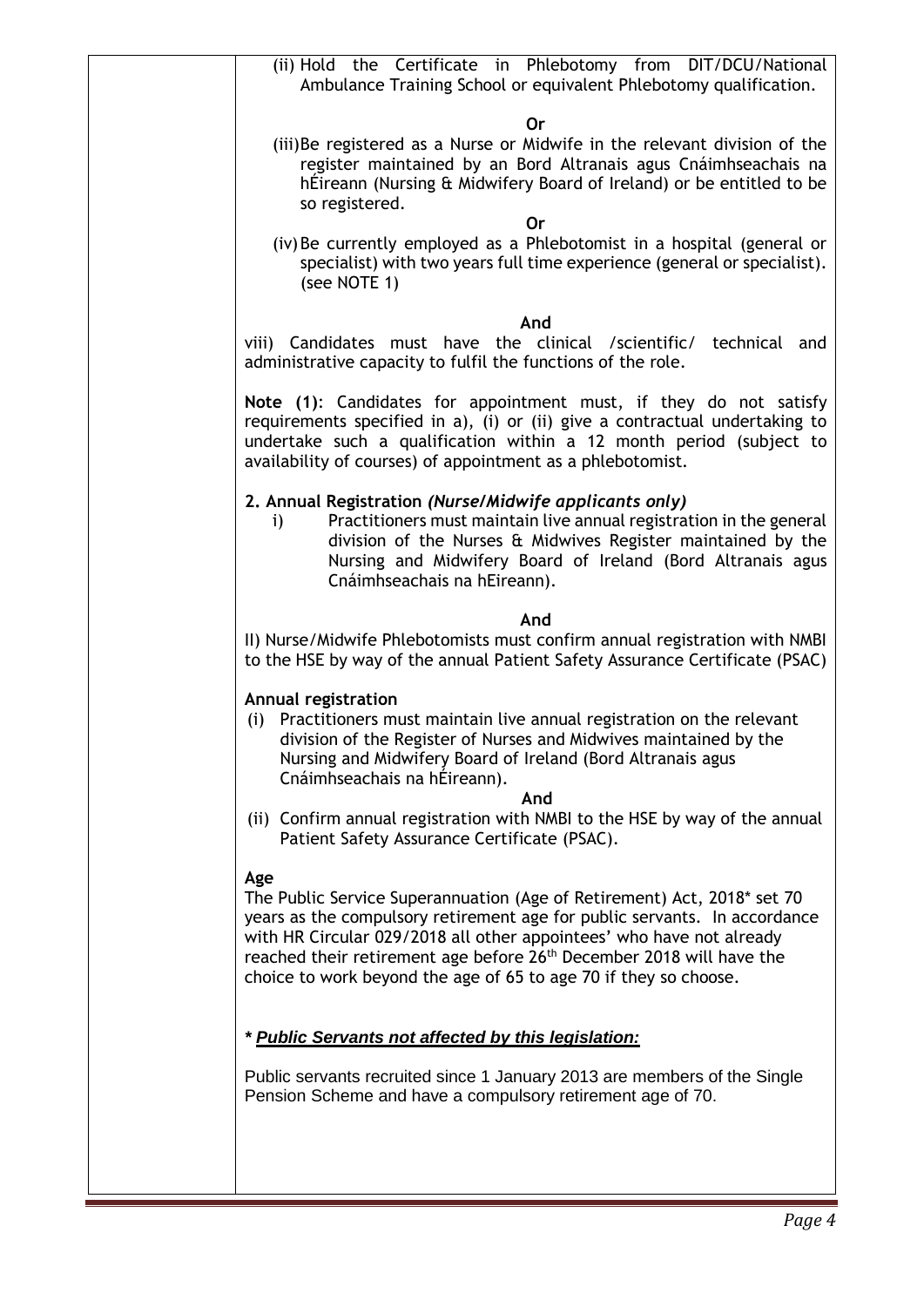(ii) Hold the Certificate in Phlebotomy from DIT/DCU/National Ambulance Training School or equivalent Phlebotomy qualification.

**Or**

(iii) Be registered as a Nurse or Midwife in the relevant division of the register maintained by an Bord Altranais agus Cnáimhseachais na hÉireann (Nursing & Midwifery Board of Ireland) or be entitled to be so registered.

**Or**

(iv) Be currently employed as a Phlebotomist in a hospital (general or specialist) with two years full time experience (general or specialist). (see NOTE 1)

**And**

viii) Candidates must have the clinical /scientific/ technical and administrative capacity to fulfil the functions of the role.

**Note (1)**: Candidates for appointment must, if they do not satisfy requirements specified in a), (i) or (ii) give a contractual undertaking to undertake such a qualification within a 12 month period (subject to availability of courses) of appointment as a phlebotomist.

**2. Annual Registration *(Nurse/Midwife applicants only)***

i) Practitioners must maintain live annual registration in the general division of the Nurses & Midwives Register maintained by the Nursing and Midwifery Board of Ireland (Bord Altranais agus Cnáimhseachais na hEireann).

**And**

II) Nurse/Midwife Phlebotomists must confirm annual registration with NMBI to the HSE by way of the annual Patient Safety Assurance Certificate (PSAC)

**Annual registration**

(i) Practitioners must maintain live annual registration on the relevant division of the Register of Nurses and Midwives maintained by the Nursing and Midwifery Board of Ireland (Bord Altranais agus Cnáimhseachais na hÉireann).

**And**

(ii) Confirm annual registration with NMBI to the HSE by way of the annual Patient Safety Assurance Certificate (PSAC).

**Age**

The Public Service Superannuation (Age of Retirement) Act, 2018* set 70 years as the compulsory retirement age for public servants. In accordance with HR Circular 029/2018 all other appointees' who have not already reached their retirement age before 26th December 2018 will have the choice to work beyond the age of 65 to age 70 if they so choose.

***Public Servants not affected by this legislation:***

Public servants recruited since 1 January 2013 are members of the Single Pension Scheme and have a compulsory retirement age of 70.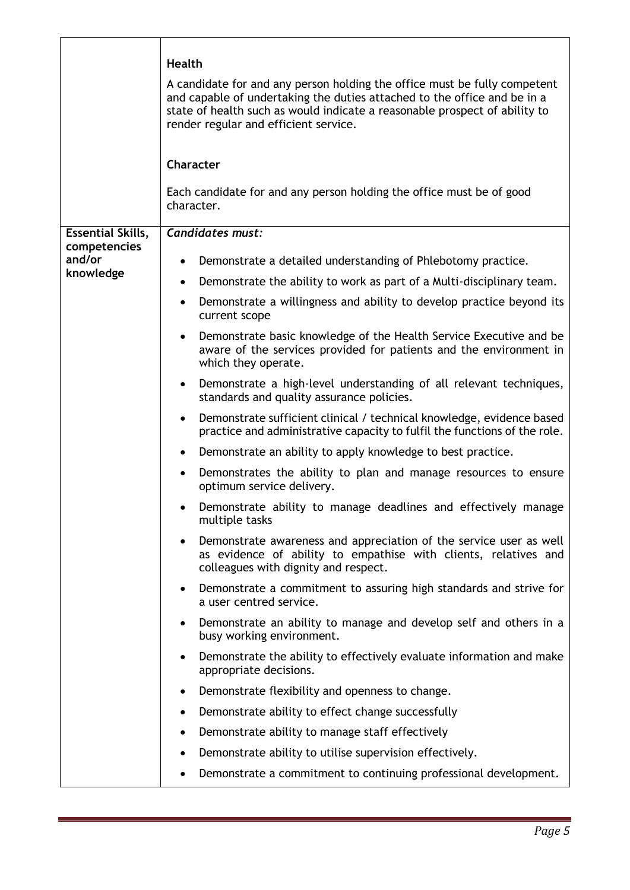| | |
|---|---|
| | **Health**<br><br>A candidate for and any person holding the office must be fully competent and capable of undertaking the duties attached to the office and be in a state of health such as would indicate a reasonable prospect of ability to render regular and efficient service.<br><br>**Character**<br><br>Each candidate for and any person holding the office must be of good character. |
| **Essential Skills, competencies and/or knowledge** | ***Candidates must:***<br><br>• Demonstrate a detailed understanding of Phlebotomy practice.<br>• Demonstrate the ability to work as part of a Multi-disciplinary team.<br>• Demonstrate a willingness and ability to develop practice beyond its current scope<br>• Demonstrate basic knowledge of the Health Service Executive and be aware of the services provided for patients and the environment in which they operate.<br>• Demonstrate a high-level understanding of all relevant techniques, standards and quality assurance policies.<br>• Demonstrate sufficient clinical / technical knowledge, evidence based practice and administrative capacity to fulfil the functions of the role.<br>• Demonstrate an ability to apply knowledge to best practice.<br>• Demonstrates the ability to plan and manage resources to ensure optimum service delivery.<br>• Demonstrate ability to manage deadlines and effectively manage multiple tasks<br>• Demonstrate awareness and appreciation of the service user as well as evidence of ability to empathise with clients, relatives and colleagues with dignity and respect.<br>• Demonstrate a commitment to assuring high standards and strive for a user centred service.<br>• Demonstrate an ability to manage and develop self and others in a busy working environment.<br>• Demonstrate the ability to effectively evaluate information and make appropriate decisions.<br>• Demonstrate flexibility and openness to change.<br>• Demonstrate ability to effect change successfully<br>• Demonstrate ability to manage staff effectively<br>• Demonstrate ability to utilise supervision effectively.<br>• Demonstrate a commitment to continuing professional development. |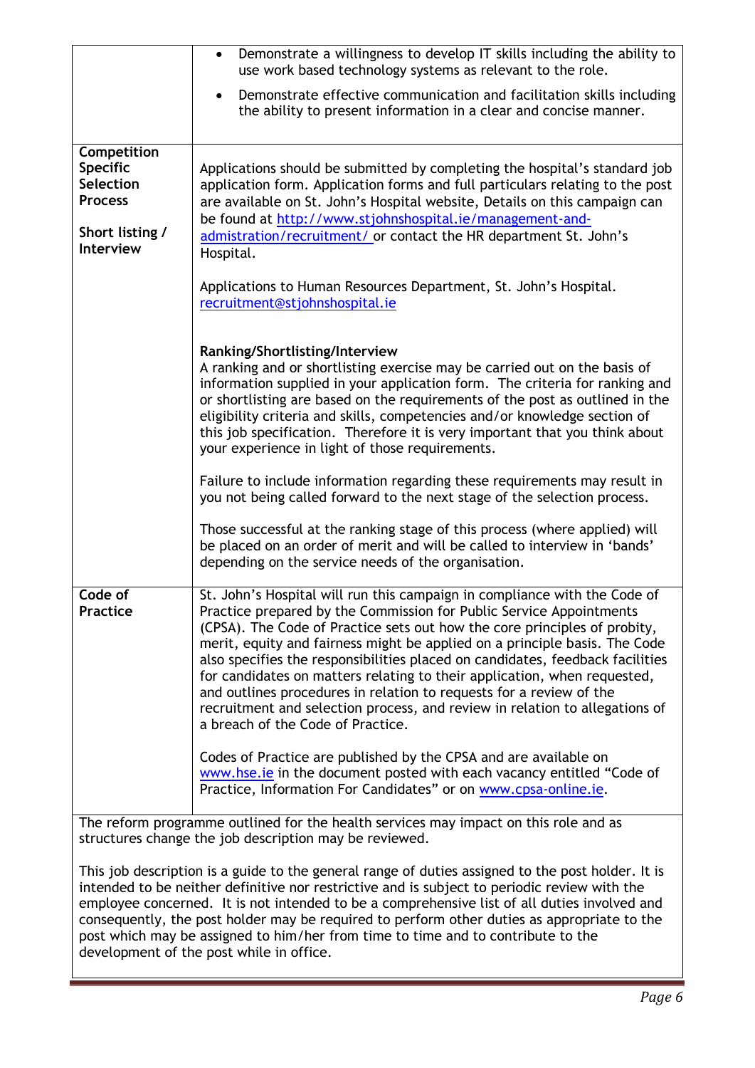| | |
|---|---|
| | • Demonstrate a willingness to develop IT skills including the ability to use work based technology systems as relevant to the role.<br><br>• Demonstrate effective communication and facilitation skills including the ability to present information in a clear and concise manner. |
| **Competition Specific Selection Process**<br><br>**Short listing / Interview** | Applications should be submitted by completing the hospital's standard job application form. Application forms and full particulars relating to the post are available on St. John's Hospital website, Details on this campaign can be found at http://www.stjohnshospital.ie/management-and-admistration/recruitment/ or contact the HR department St. John's Hospital.<br><br>Applications to Human Resources Department, St. John's Hospital. recruitment@stjohnshospital.ie<br><br>**Ranking/Shortlisting/Interview**<br>A ranking and or shortlisting exercise may be carried out on the basis of information supplied in your application form. The criteria for ranking and or shortlisting are based on the requirements of the post as outlined in the eligibility criteria and skills, competencies and/or knowledge section of this job specification. Therefore it is very important that you think about your experience in light of those requirements.<br><br>Failure to include information regarding these requirements may result in you not being called forward to the next stage of the selection process.<br><br>Those successful at the ranking stage of this process (where applied) will be placed on an order of merit and will be called to interview in 'bands' depending on the service needs of the organisation. |
| **Code of Practice** | St. John's Hospital will run this campaign in compliance with the Code of Practice prepared by the Commission for Public Service Appointments (CPSA). The Code of Practice sets out how the core principles of probity, merit, equity and fairness might be applied on a principle basis. The Code also specifies the responsibilities placed on candidates, feedback facilities for candidates on matters relating to their application, when requested, and outlines procedures in relation to requests for a review of the recruitment and selection process, and review in relation to allegations of a breach of the Code of Practice.<br><br>Codes of Practice are published by the CPSA and are available on www.hse.ie in the document posted with each vacancy entitled "Code of Practice, Information For Candidates" or on www.cpsa-online.ie. |

The reform programme outlined for the health services may impact on this role and as structures change the job description may be reviewed.

This job description is a guide to the general range of duties assigned to the post holder. It is intended to be neither definitive nor restrictive and is subject to periodic review with the employee concerned. It is not intended to be a comprehensive list of all duties involved and consequently, the post holder may be required to perform other duties as appropriate to the post which may be assigned to him/her from time to time and to contribute to the development of the post while in office.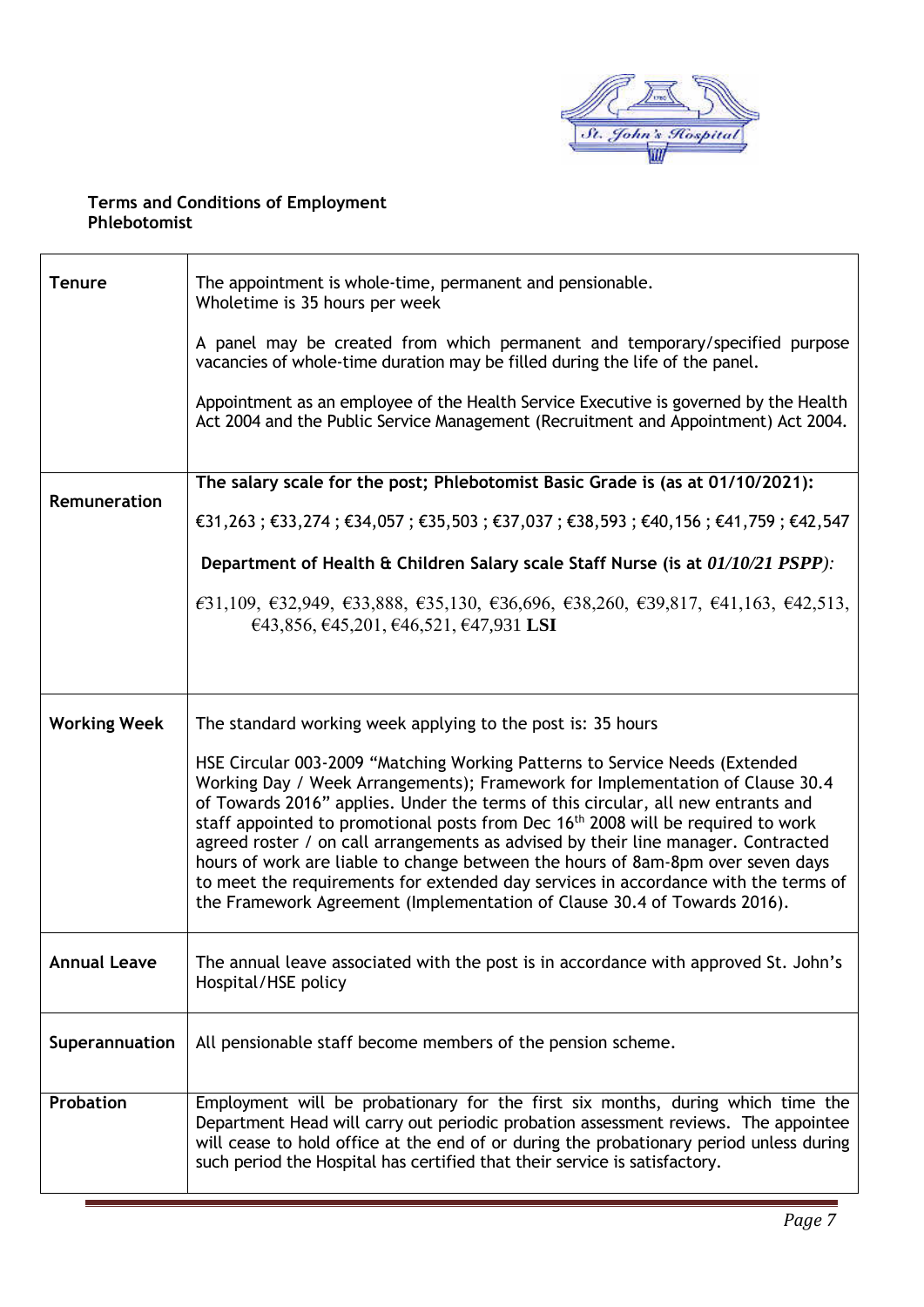**Terms and Conditions of Employment**
**Phlebotomist**

| | |
|---|---|
| **Tenure** | The appointment is whole-time, permanent and pensionable.<br>Wholetime is 35 hours per week<br><br>A panel may be created from which permanent and temporary/specified purpose vacancies of whole-time duration may be filled during the life of the panel.<br><br>Appointment as an employee of the Health Service Executive is governed by the Health Act 2004 and the Public Service Management (Recruitment and Appointment) Act 2004. |
| **Remuneration** | **The salary scale for the post; Phlebotomist Basic Grade is (as at 01/10/2021):**<br><br>€31,263 ; €33,274 ; €34,057 ; €35,503 ; €37,037 ; €38,593 ; €40,156 ; €41,759 ; €42,547<br><br>**Department of Health & Children Salary scale Staff Nurse (is at *01/10/21 PSPP*):**<br><br>€31,109, €32,949, €33,888, €35,130, €36,696, €38,260, €39,817, €41,163, €42,513, €43,856, €45,201, €46,521, €47,931 **LSI** |
| **Working Week** | The standard working week applying to the post is: 35 hours<br><br>HSE Circular 003-2009 "Matching Working Patterns to Service Needs (Extended Working Day / Week Arrangements); Framework for Implementation of Clause 30.4 of Towards 2016" applies. Under the terms of this circular, all new entrants and staff appointed to promotional posts from Dec 16th 2008 will be required to work agreed roster / on call arrangements as advised by their line manager. Contracted hours of work are liable to change between the hours of 8am-8pm over seven days to meet the requirements for extended day services in accordance with the terms of the Framework Agreement (Implementation of Clause 30.4 of Towards 2016). |
| **Annual Leave** | The annual leave associated with the post is in accordance with approved St. John's Hospital/HSE policy |
| **Superannuation** | All pensionable staff become members of the pension scheme. |
| **Probation** | Employment will be probationary for the first six months, during which time the Department Head will carry out periodic probation assessment reviews. The appointee will cease to hold office at the end of or during the probationary period unless during such period the Hospital has certified that their service is satisfactory. |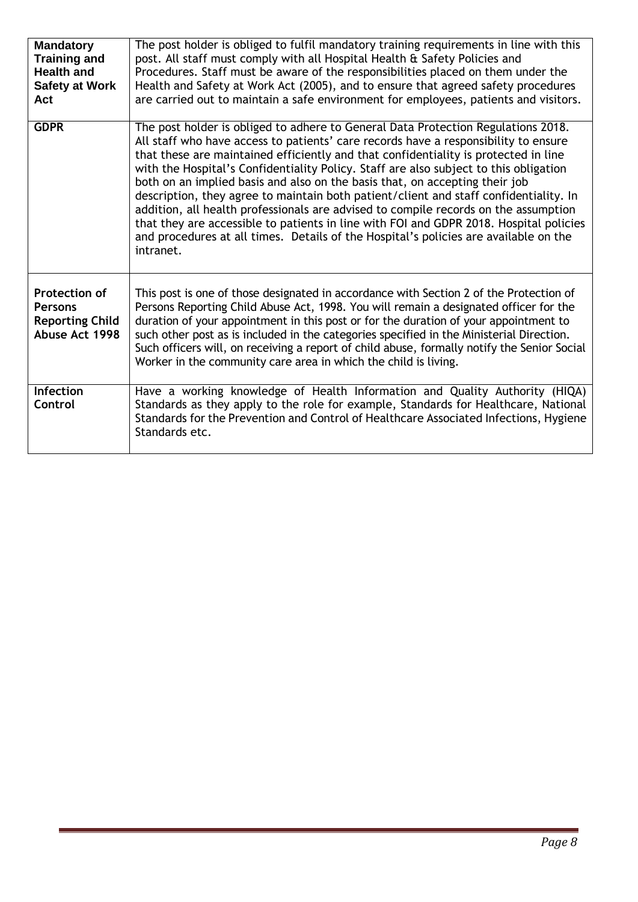| | |
|---|---|
| **Mandatory Training and Health and Safety at Work Act** | The post holder is obliged to fulfil mandatory training requirements in line with this post. All staff must comply with all Hospital Health & Safety Policies and Procedures. Staff must be aware of the responsibilities placed on them under the Health and Safety at Work Act (2005), and to ensure that agreed safety procedures are carried out to maintain a safe environment for employees, patients and visitors. |
| **GDPR** | The post holder is obliged to adhere to General Data Protection Regulations 2018. All staff who have access to patients' care records have a responsibility to ensure that these are maintained efficiently and that confidentiality is protected in line with the Hospital's Confidentiality Policy. Staff are also subject to this obligation both on an implied basis and also on the basis that, on accepting their job description, they agree to maintain both patient/client and staff confidentiality. In addition, all health professionals are advised to compile records on the assumption that they are accessible to patients in line with FOI and GDPR 2018. Hospital policies and procedures at all times. Details of the Hospital's policies are available on the intranet. |
| **Protection of Persons Reporting Child Abuse Act 1998** | This post is one of those designated in accordance with Section 2 of the Protection of Persons Reporting Child Abuse Act, 1998. You will remain a designated officer for the duration of your appointment in this post or for the duration of your appointment to such other post as is included in the categories specified in the Ministerial Direction. Such officers will, on receiving a report of child abuse, formally notify the Senior Social Worker in the community care area in which the child is living. |
| **Infection Control** | Have a working knowledge of Health Information and Quality Authority (HIQA) Standards as they apply to the role for example, Standards for Healthcare, National Standards for the Prevention and Control of Healthcare Associated Infections, Hygiene Standards etc. |